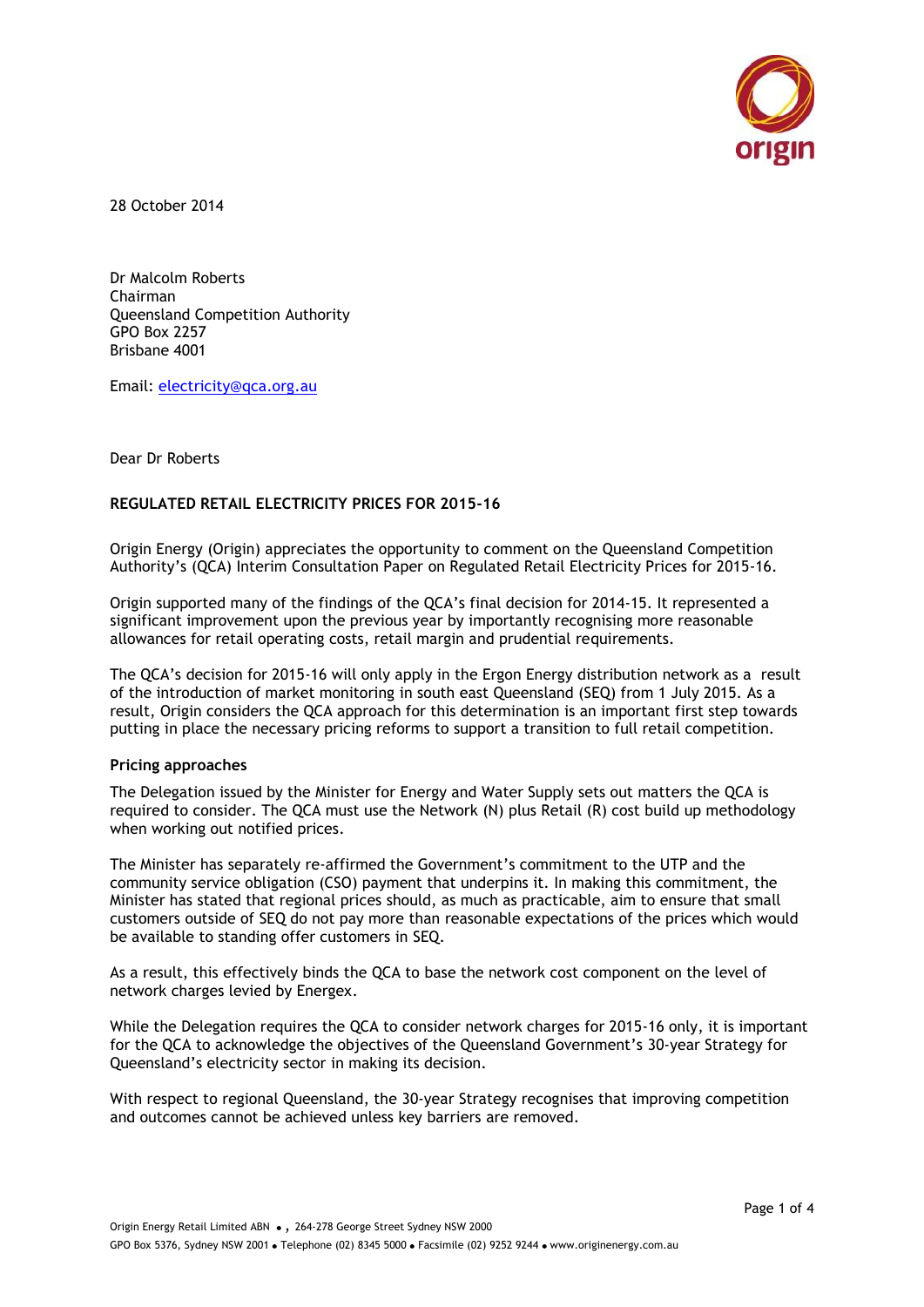28 October 2014

Dr Malcolm Roberts
Chairman
Queensland Competition Authority
GPO Box 2257
Brisbane 4001

Email: electricity@qca.org.au

Dear Dr Roberts

**REGULATED RETAIL ELECTRICITY PRICES FOR 2015-16**

Origin Energy (Origin) appreciates the opportunity to comment on the Queensland Competition Authority's (QCA) Interim Consultation Paper on Regulated Retail Electricity Prices for 2015-16.

Origin supported many of the findings of the QCA's final decision for 2014-15. It represented a significant improvement upon the previous year by importantly recognising more reasonable allowances for retail operating costs, retail margin and prudential requirements.

The QCA's decision for 2015-16 will only apply in the Ergon Energy distribution network as a result of the introduction of market monitoring in south east Queensland (SEQ) from 1 July 2015. As a result, Origin considers the QCA approach for this determination is an important first step towards putting in place the necessary pricing reforms to support a transition to full retail competition.

**Pricing approaches**

The Delegation issued by the Minister for Energy and Water Supply sets out matters the QCA is required to consider. The QCA must use the Network (N) plus Retail (R) cost build up methodology when working out notified prices.

The Minister has separately re-affirmed the Government's commitment to the UTP and the community service obligation (CSO) payment that underpins it. In making this commitment, the Minister has stated that regional prices should, as much as practicable, aim to ensure that small customers outside of SEQ do not pay more than reasonable expectations of the prices which would be available to standing offer customers in SEQ.

As a result, this effectively binds the QCA to base the network cost component on the level of network charges levied by Energex.

While the Delegation requires the QCA to consider network charges for 2015-16 only, it is important for the QCA to acknowledge the objectives of the Queensland Government's 30-year Strategy for Queensland's electricity sector in making its decision.

With respect to regional Queensland, the 30-year Strategy recognises that improving competition and outcomes cannot be achieved unless key barriers are removed.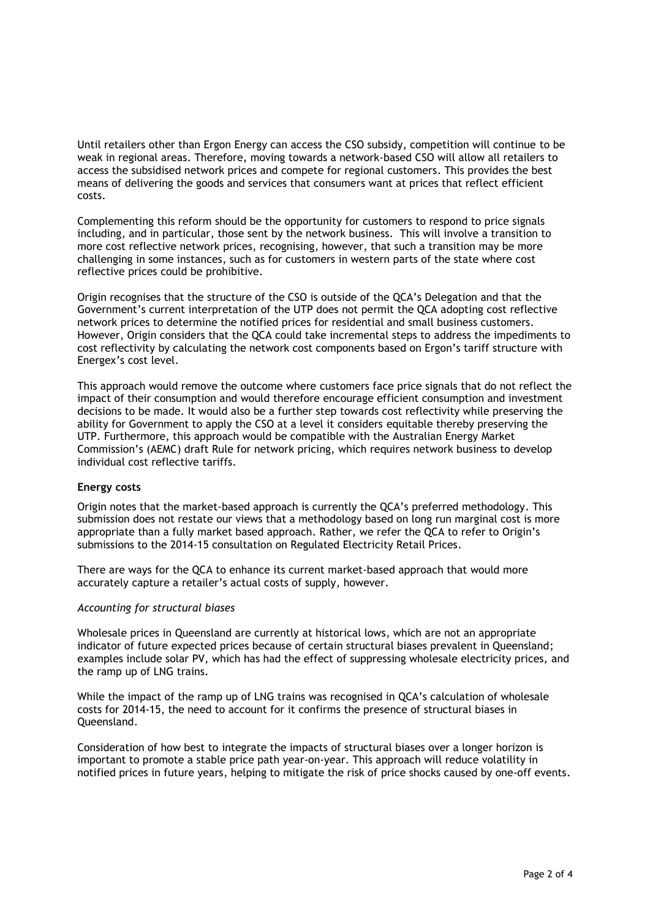Until retailers other than Ergon Energy can access the CSO subsidy, competition will continue to be weak in regional areas. Therefore, moving towards a network-based CSO will allow all retailers to access the subsidised network prices and compete for regional customers. This provides the best means of delivering the goods and services that consumers want at prices that reflect efficient costs.

Complementing this reform should be the opportunity for customers to respond to price signals including, and in particular, those sent by the network business. This will involve a transition to more cost reflective network prices, recognising, however, that such a transition may be more challenging in some instances, such as for customers in western parts of the state where cost reflective prices could be prohibitive.

Origin recognises that the structure of the CSO is outside of the QCA's Delegation and that the Government's current interpretation of the UTP does not permit the QCA adopting cost reflective network prices to determine the notified prices for residential and small business customers. However, Origin considers that the QCA could take incremental steps to address the impediments to cost reflectivity by calculating the network cost components based on Ergon's tariff structure with Energex's cost level.

This approach would remove the outcome where customers face price signals that do not reflect the impact of their consumption and would therefore encourage efficient consumption and investment decisions to be made. It would also be a further step towards cost reflectivity while preserving the ability for Government to apply the CSO at a level it considers equitable thereby preserving the UTP. Furthermore, this approach would be compatible with the Australian Energy Market Commission's (AEMC) draft Rule for network pricing, which requires network business to develop individual cost reflective tariffs.

**Energy costs**

Origin notes that the market-based approach is currently the QCA's preferred methodology. This submission does not restate our views that a methodology based on long run marginal cost is more appropriate than a fully market based approach. Rather, we refer the QCA to refer to Origin's submissions to the 2014-15 consultation on Regulated Electricity Retail Prices.

There are ways for the QCA to enhance its current market-based approach that would more accurately capture a retailer's actual costs of supply, however.

*Accounting for structural biases*

Wholesale prices in Queensland are currently at historical lows, which are not an appropriate indicator of future expected prices because of certain structural biases prevalent in Queensland; examples include solar PV, which has had the effect of suppressing wholesale electricity prices, and the ramp up of LNG trains.

While the impact of the ramp up of LNG trains was recognised in QCA's calculation of wholesale costs for 2014-15, the need to account for it confirms the presence of structural biases in Queensland.

Consideration of how best to integrate the impacts of structural biases over a longer horizon is important to promote a stable price path year-on-year. This approach will reduce volatility in notified prices in future years, helping to mitigate the risk of price shocks caused by one-off events.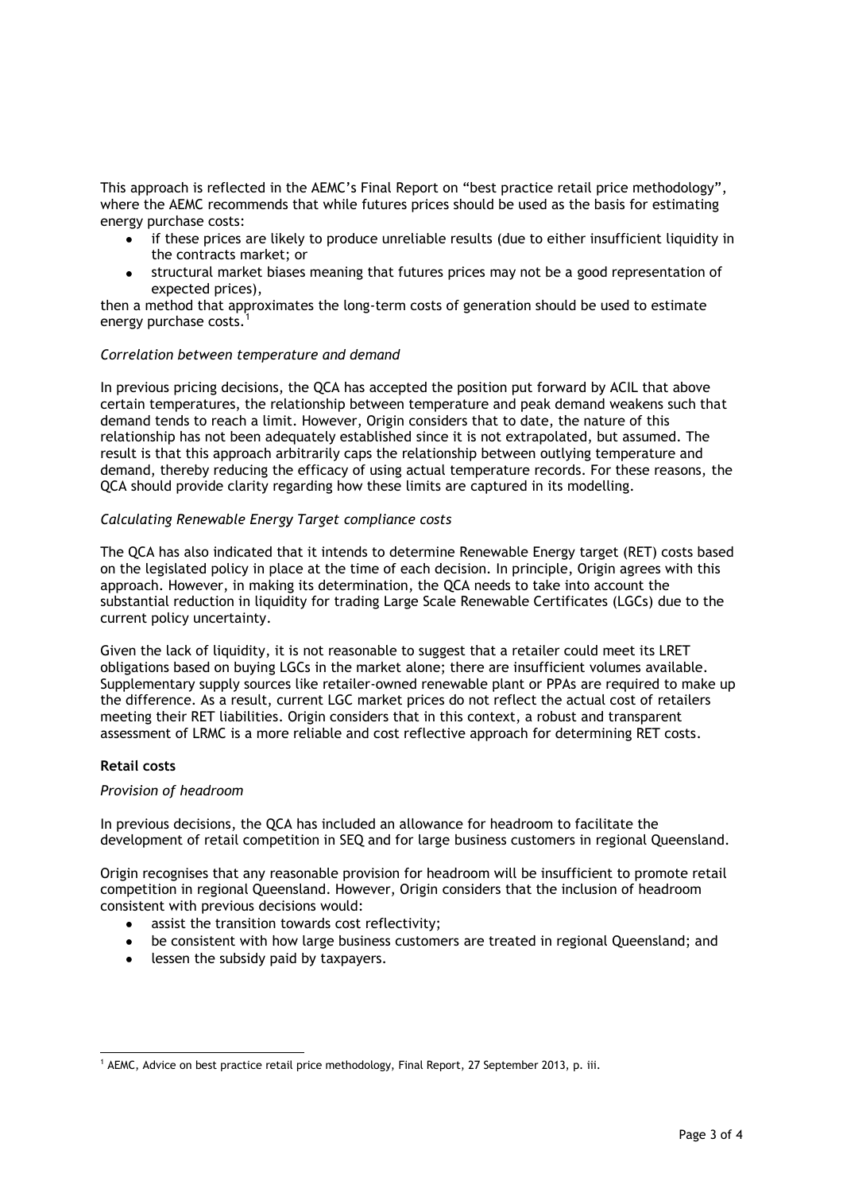This approach is reflected in the AEMC's Final Report on "best practice retail price methodology", where the AEMC recommends that while futures prices should be used as the basis for estimating energy purchase costs:

- if these prices are likely to produce unreliable results (due to either insufficient liquidity in the contracts market; or
- structural market biases meaning that futures prices may not be a good representation of expected prices),

then a method that approximates the long-term costs of generation should be used to estimate energy purchase costs.[1]

*Correlation between temperature and demand*

In previous pricing decisions, the QCA has accepted the position put forward by ACIL that above certain temperatures, the relationship between temperature and peak demand weakens such that demand tends to reach a limit. However, Origin considers that to date, the nature of this relationship has not been adequately established since it is not extrapolated, but assumed. The result is that this approach arbitrarily caps the relationship between outlying temperature and demand, thereby reducing the efficacy of using actual temperature records. For these reasons, the QCA should provide clarity regarding how these limits are captured in its modelling.

*Calculating Renewable Energy Target compliance costs*

The QCA has also indicated that it intends to determine Renewable Energy target (RET) costs based on the legislated policy in place at the time of each decision. In principle, Origin agrees with this approach. However, in making its determination, the QCA needs to take into account the substantial reduction in liquidity for trading Large Scale Renewable Certificates (LGCs) due to the current policy uncertainty.

Given the lack of liquidity, it is not reasonable to suggest that a retailer could meet its LRET obligations based on buying LGCs in the market alone; there are insufficient volumes available. Supplementary supply sources like retailer-owned renewable plant or PPAs are required to make up the difference. As a result, current LGC market prices do not reflect the actual cost of retailers meeting their RET liabilities. Origin considers that in this context, a robust and transparent assessment of LRMC is a more reliable and cost reflective approach for determining RET costs.

**Retail costs**

*Provision of headroom*

In previous decisions, the QCA has included an allowance for headroom to facilitate the development of retail competition in SEQ and for large business customers in regional Queensland.

Origin recognises that any reasonable provision for headroom will be insufficient to promote retail competition in regional Queensland. However, Origin considers that the inclusion of headroom consistent with previous decisions would:

- assist the transition towards cost reflectivity;
- be consistent with how large business customers are treated in regional Queensland; and
- lessen the subsidy paid by taxpayers.

[1] AEMC, Advice on best practice retail price methodology, Final Report, 27 September 2013, p. iii.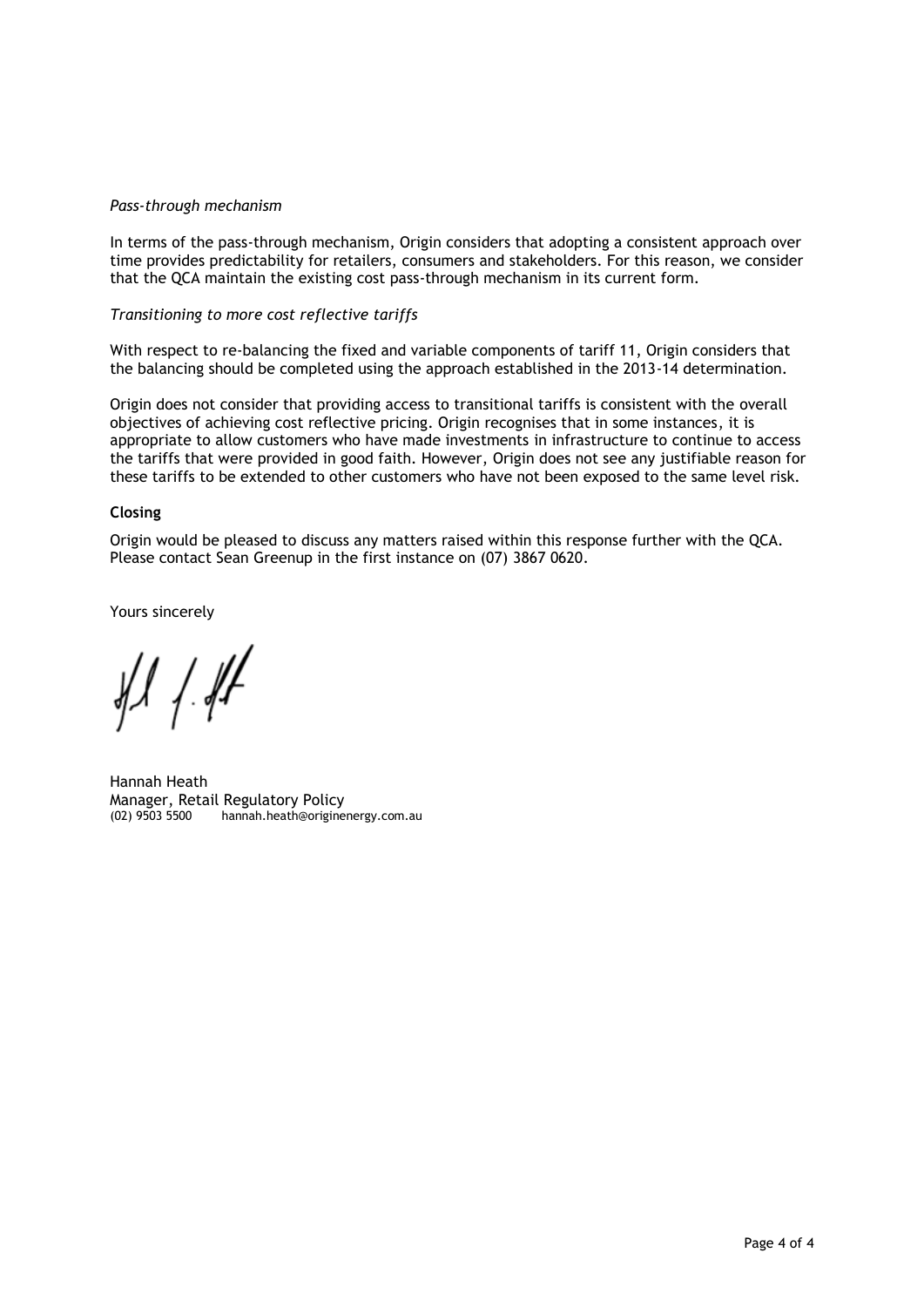*Pass-through mechanism*

In terms of the pass-through mechanism, Origin considers that adopting a consistent approach over time provides predictability for retailers, consumers and stakeholders. For this reason, we consider that the QCA maintain the existing cost pass-through mechanism in its current form.

*Transitioning to more cost reflective tariffs*

With respect to re-balancing the fixed and variable components of tariff 11, Origin considers that the balancing should be completed using the approach established in the 2013-14 determination.

Origin does not consider that providing access to transitional tariffs is consistent with the overall objectives of achieving cost reflective pricing. Origin recognises that in some instances, it is appropriate to allow customers who have made investments in infrastructure to continue to access the tariffs that were provided in good faith. However, Origin does not see any justifiable reason for these tariffs to be extended to other customers who have not been exposed to the same level risk.

**Closing**

Origin would be pleased to discuss any matters raised within this response further with the QCA. Please contact Sean Greenup in the first instance on (07) 3867 0620.

Yours sincerely

Hannah Heath
Manager, Retail Regulatory Policy
(02) 9503 5500 hannah.heath@originenergy.com.au